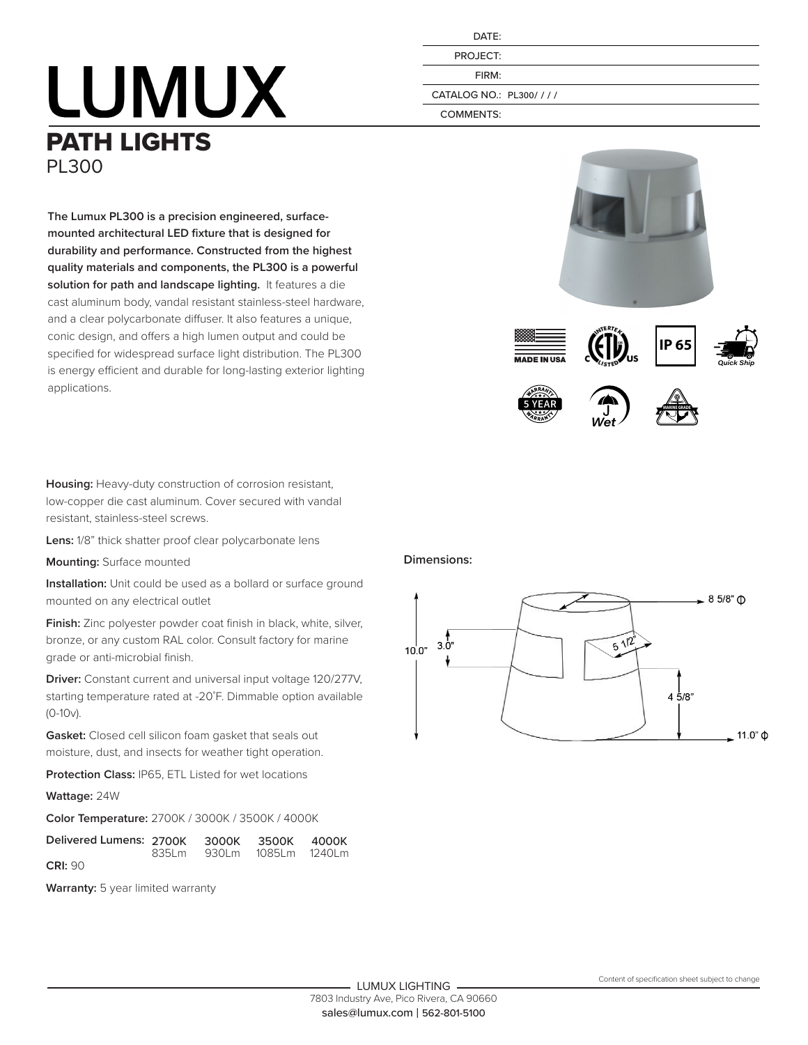| | |
|---|---|
| DATE: | |
| PROJECT: | |
| FIRM: | |
| CATALOG NO.: | PL300/ / / / |
| COMMENTS: | |

# LUMUX

## PATH LIGHTS

PL300

**The Lumux PL300 is a precision engineered, surface-mounted architectural LED fixture that is designed for durability and performance. Constructed from the highest quality materials and components, the PL300 is a powerful solution for path and landscape lighting.** It features a die cast aluminum body, vandal resistant stainless-steel hardware, and a clear polycarbonate diffuser. It also features a unique, conic design, and offers a high lumen output and could be specified for widespread surface light distribution. The PL300 is energy efficient and durable for long-lasting exterior lighting applications.

MADE IN USA | ETL LISTED C US | IP 65 | Quick Ship | 5 YEAR WARRANTY | Wet | MARINE GRADE

**Housing:** Heavy-duty construction of corrosion resistant, low-copper die cast aluminum. Cover secured with vandal resistant, stainless-steel screws.

**Lens:** 1/8" thick shatter proof clear polycarbonate lens

**Mounting:** Surface mounted

**Installation:** Unit could be used as a bollard or surface ground mounted on any electrical outlet

**Finish:** Zinc polyester powder coat finish in black, white, silver, bronze, or any custom RAL color. Consult factory for marine grade or anti-microbial finish.

**Driver:** Constant current and universal input voltage 120/277V, starting temperature rated at -20˚F. Dimmable option available (0-10v).

**Gasket:** Closed cell silicon foam gasket that seals out moisture, dust, and insects for weather tight operation.

**Protection Class:** IP65, ETL Listed for wet locations

**Wattage:** 24W

**Color Temperature:** 2700K / 3000K / 3500K / 4000K

| **Delivered Lumens:** | **2700K** | **3000K** | **3500K** | **4000K** |
|---|---|---|---|---|
| | 835Lm | 930Lm | 1085Lm | 1240Lm |

**CRI:** 90

**Warranty:** 5 year limited warranty

**Dimensions:**

8 5/8" ɸ

10.0"

3.0"

5 1/2"

4 5/8"

11.0" ɸ

Content of specification sheet subject to change

LUMUX LIGHTING
7803 Industry Ave, Pico Rivera, CA 90660
sales@lumux.com | 562-801-5100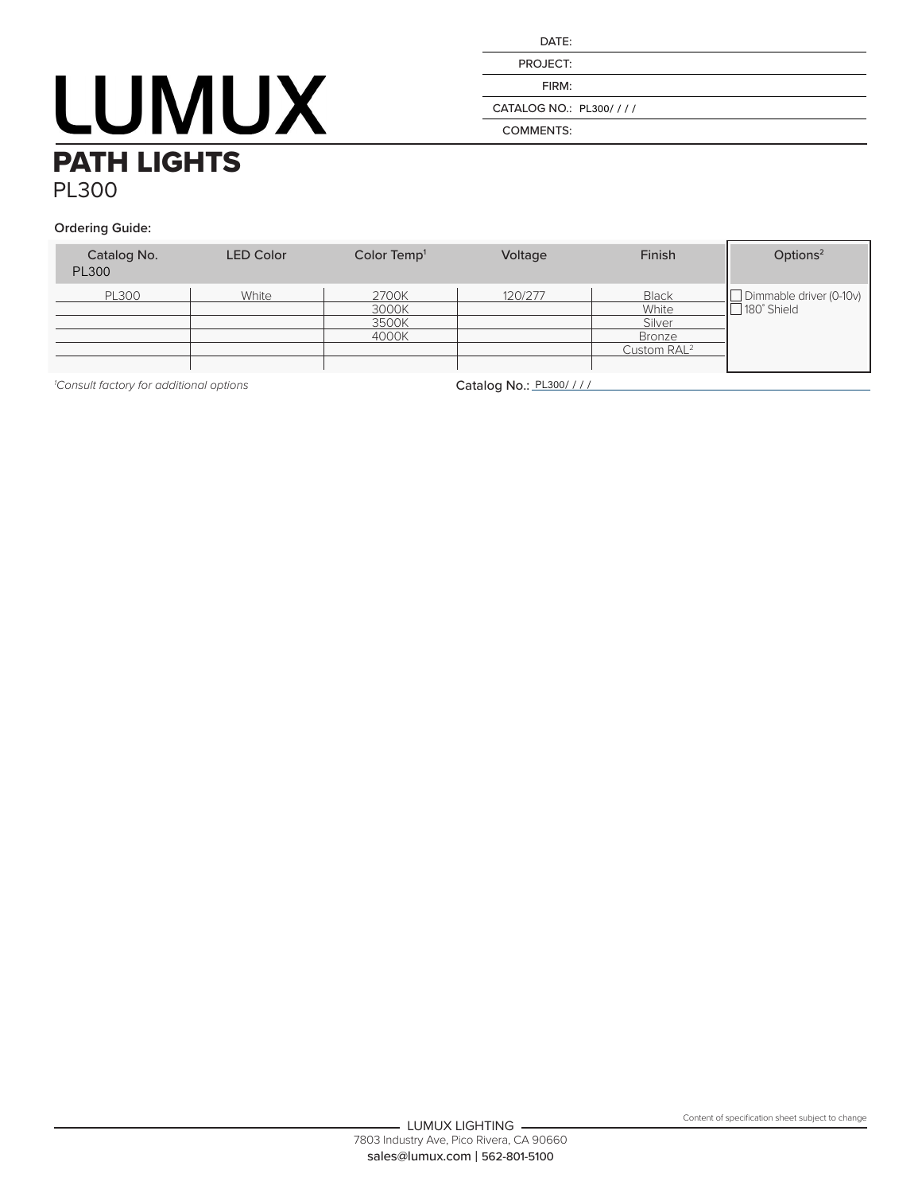DATE:

PROJECT:

FIRM:

CATALOG NO.: PL300/ / / /

COMMENTS:

# LUMUX

## PATH LIGHTS

PL300

**Ordering Guide:**

| Catalog No. PL300 | LED Color | Color Temp[1] | Voltage | Finish | Options[2] |
|---|---|---|---|---|---|
| PL300 | White | 2700K | 120/277 | Black | ☐ Dimmable driver (0-10v) |
| | | 3000K | | White | ☐ 180˚ Shield |
| | | 3500K | | Silver | |
| | | 4000K | | Bronze | |
| | | | | Custom RAL[2] | |

*[1]Consult factory for additional options*

Catalog No.: PL300/ / / /

Content of specification sheet subject to change

LUMUX LIGHTING
7803 Industry Ave, Pico Rivera, CA 90660
sales@lumux.com | 562-801-5100